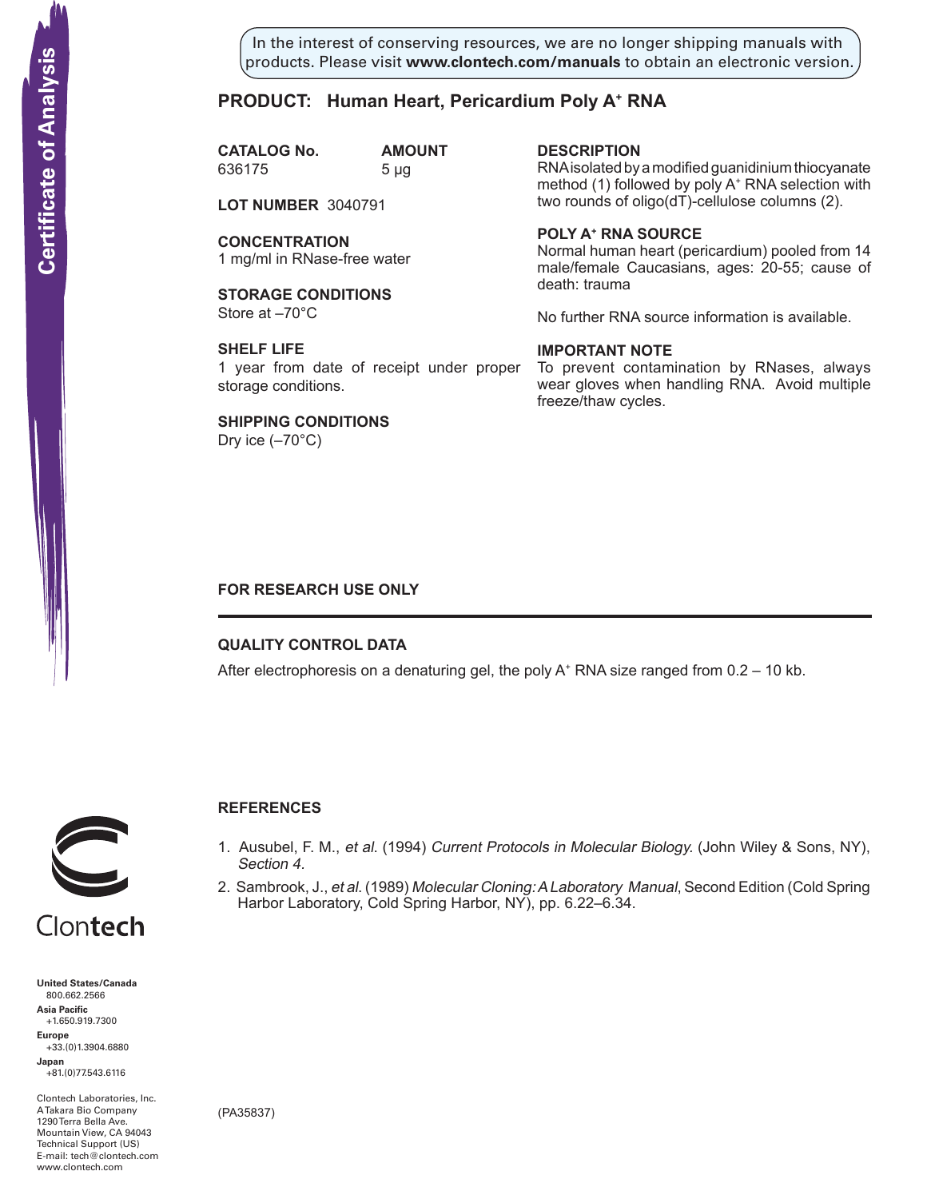Certificate of Analysis

In the interest of conserving resources, we are no longer shipping manuals with products. Please visit **www.clontech.com/manuals** to obtain an electronic version.

## PRODUCT: Human Heart, Pericardium Poly A⁺ RNA

**CATALOG No.** 636175

**AMOUNT** 5 µg

**LOT NUMBER** 3040791

**CONCENTRATION**
1 mg/ml in RNase-free water

**STORAGE CONDITIONS**
Store at –70°C

**SHELF LIFE**
1 year from date of receipt under proper storage conditions.

**SHIPPING CONDITIONS**
Dry ice (–70°C)

**DESCRIPTION**
RNA isolated by a modified guanidinium thiocyanate method (1) followed by poly A⁺ RNA selection with two rounds of oligo(dT)-cellulose columns (2).

**POLY A⁺ RNA SOURCE**
Normal human heart (pericardium) pooled from 14 male/female Caucasians, ages: 20-55; cause of death: trauma

No further RNA source information is available.

**IMPORTANT NOTE**
To prevent contamination by RNases, always wear gloves when handling RNA. Avoid multiple freeze/thaw cycles.

**FOR RESEARCH USE ONLY**

---

### QUALITY CONTROL DATA

After electrophoresis on a denaturing gel, the poly A⁺ RNA size ranged from 0.2 – 10 kb.

### REFERENCES

1. Ausubel, F. M., *et al.* (1994) *Current Protocols in Molecular Biology.* (John Wiley & Sons, NY), *Section 4.*
2. Sambrook, J., *et al.* (1989) *Molecular Cloning: A Laboratory Manual*, Second Edition (Cold Spring Harbor Laboratory, Cold Spring Harbor, NY), pp. 6.22–6.34.

(PA35837)

Clontech

**United States/Canada**
800.662.2566
**Asia Pacific**
+1.650.919.7300
**Europe**
+33.(0)1.3904.6880
**Japan**
+81.(0)77.543.6116

Clontech Laboratories, Inc.
A Takara Bio Company
1290 Terra Bella Ave.
Mountain View, CA 94043
Technical Support (US)
E-mail: tech@clontech.com
www.clontech.com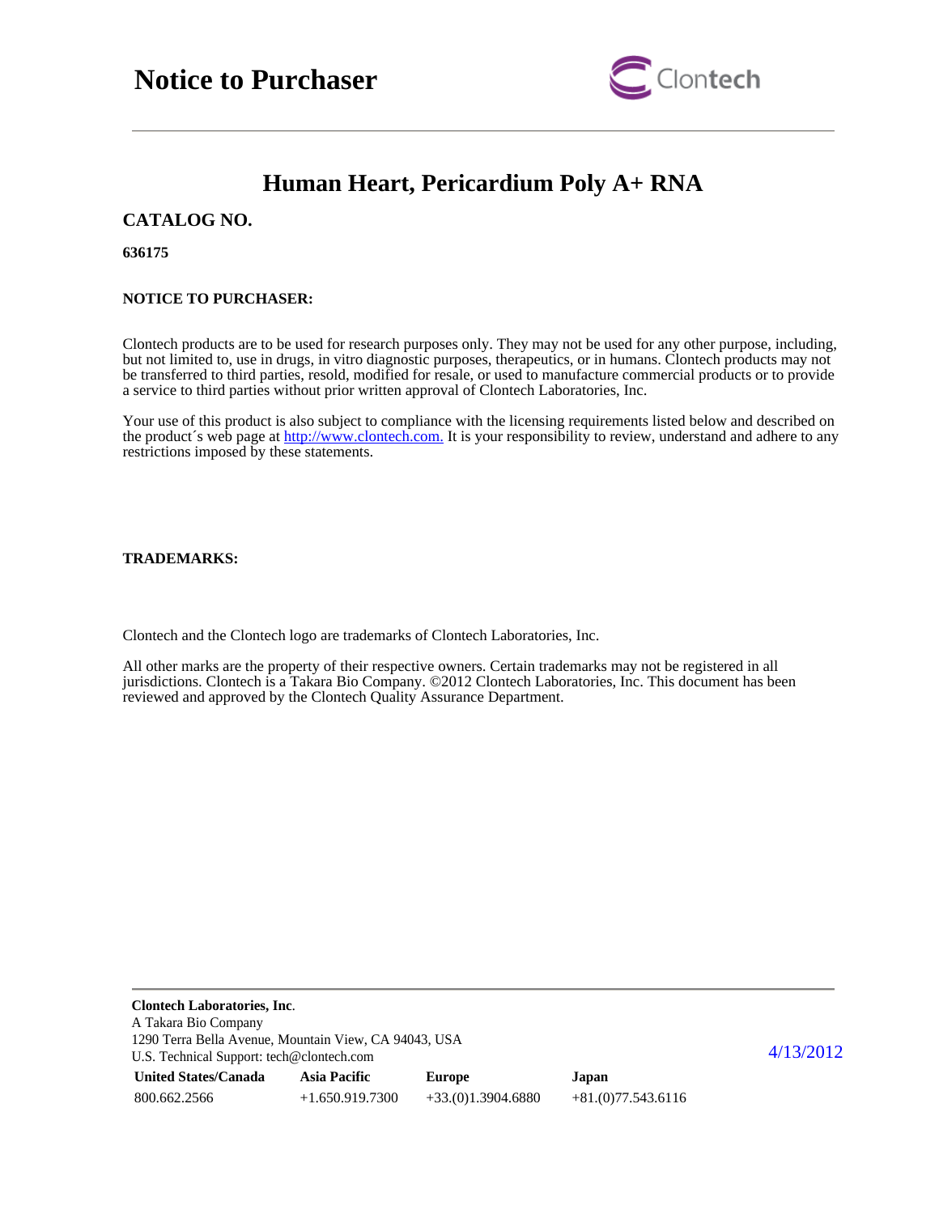# Notice to Purchaser

## Human Heart, Pericardium Poly A+ RNA

### CATALOG NO.

**636175**

**NOTICE TO PURCHASER:**

Clontech products are to be used for research purposes only. They may not be used for any other purpose, including, but not limited to, use in drugs, in vitro diagnostic purposes, therapeutics, or in humans. Clontech products may not be transferred to third parties, resold, modified for resale, or used to manufacture commercial products or to provide a service to third parties without prior written approval of Clontech Laboratories, Inc.

Your use of this product is also subject to compliance with the licensing requirements listed below and described on the product´s web page at http://www.clontech.com. It is your responsibility to review, understand and adhere to any restrictions imposed by these statements.

**TRADEMARKS:**

Clontech and the Clontech logo are trademarks of Clontech Laboratories, Inc.

All other marks are the property of their respective owners. Certain trademarks may not be registered in all jurisdictions. Clontech is a Takara Bio Company. ©2012 Clontech Laboratories, Inc. This document has been reviewed and approved by the Clontech Quality Assurance Department.

**Clontech Laboratories, Inc.**
A Takara Bio Company
1290 Terra Bella Avenue, Mountain View, CA 94043, USA
U.S. Technical Support: tech@clontech.com

| United States/Canada | Asia Pacific | Europe | Japan |
|---|---|---|---|
| 800.662.2566 | +1.650.919.7300 | +33.(0)1.3904.6880 | +81.(0)77.543.6116 |

4/13/2012